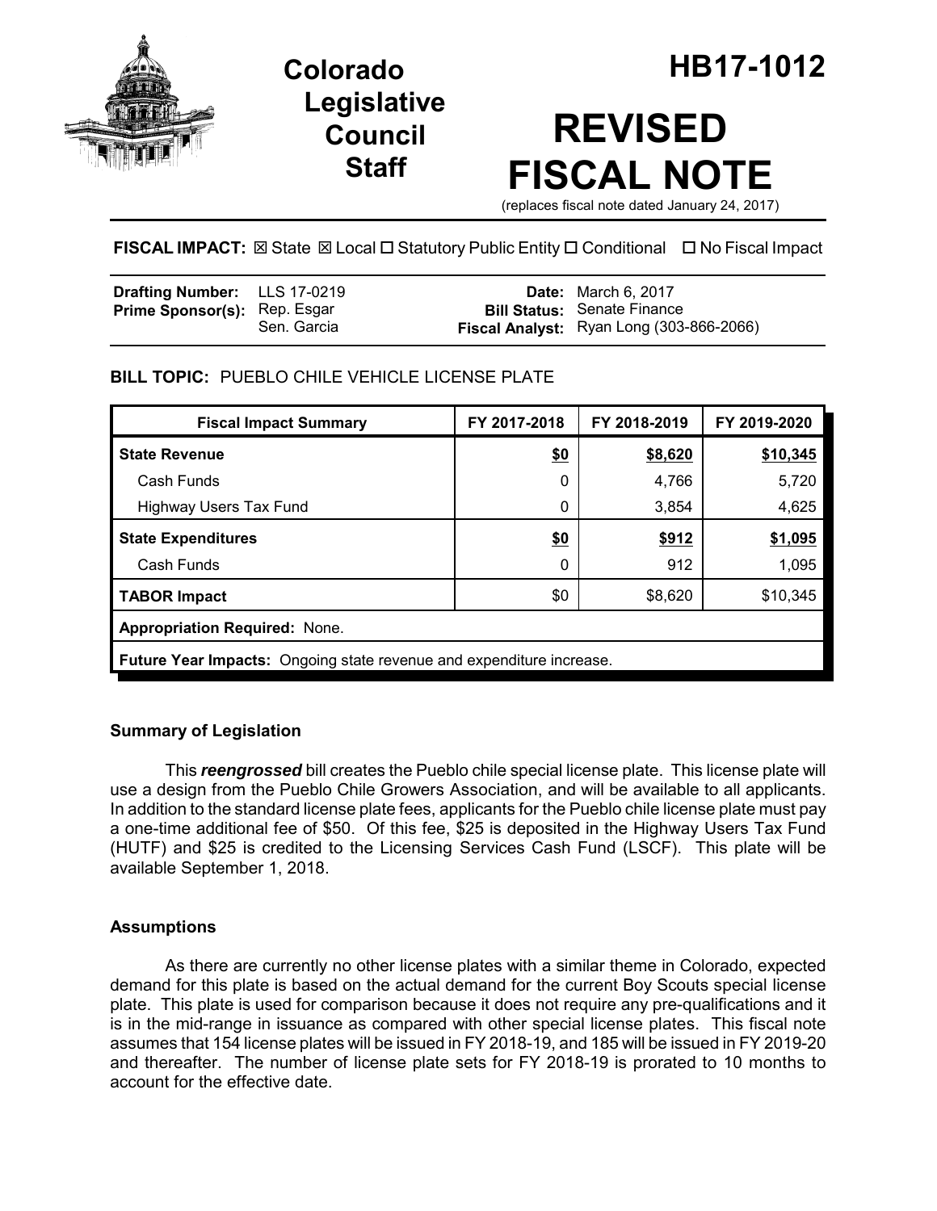# Colorado Legislative Council Staff

# HB17-1012

# REVISED FISCAL NOTE

(replaces fiscal note dated January 24, 2017)

**FISCAL IMPACT:** ☒ State ☒ Local ☐ Statutory Public Entity ☐ Conditional ☐ No Fiscal Impact

| | | | |
|---|---|---|---|
| **Drafting Number:** | LLS 17-0219 | **Date:** | March 6, 2017 |
| **Prime Sponsor(s):** | Rep. Esgar<br>Sen. Garcia | **Bill Status:** | Senate Finance |
| | | **Fiscal Analyst:** | Ryan Long (303-866-2066) |

**BILL TOPIC:** PUEBLO CHILE VEHICLE LICENSE PLATE

| Fiscal Impact Summary | FY 2017-2018 | FY 2018-2019 | FY 2019-2020 |
|---|---|---|---|
| **State Revenue** | **$0** | **$8,620** | **$10,345** |
| Cash Funds | 0 | 4,766 | 5,720 |
| Highway Users Tax Fund | 0 | 3,854 | 4,625 |
| **State Expenditures** | **$0** | **$912** | **$1,095** |
| Cash Funds | 0 | 912 | 1,095 |
| **TABOR Impact** | $0 | $8,620 | $10,345 |
| **Appropriation Required:** None. | | | |
| **Future Year Impacts:** Ongoing state revenue and expenditure increase. | | | |

## Summary of Legislation

This ***reengrossed*** bill creates the Pueblo chile special license plate. This license plate will use a design from the Pueblo Chile Growers Association, and will be available to all applicants. In addition to the standard license plate fees, applicants for the Pueblo chile license plate must pay a one-time additional fee of $50. Of this fee, $25 is deposited in the Highway Users Tax Fund (HUTF) and $25 is credited to the Licensing Services Cash Fund (LSCF). This plate will be available September 1, 2018.

## Assumptions

As there are currently no other license plates with a similar theme in Colorado, expected demand for this plate is based on the actual demand for the current Boy Scouts special license plate. This plate is used for comparison because it does not require any pre-qualifications and it is in the mid-range in issuance as compared with other special license plates. This fiscal note assumes that 154 license plates will be issued in FY 2018-19, and 185 will be issued in FY 2019-20 and thereafter. The number of license plate sets for FY 2018-19 is prorated to 10 months to account for the effective date.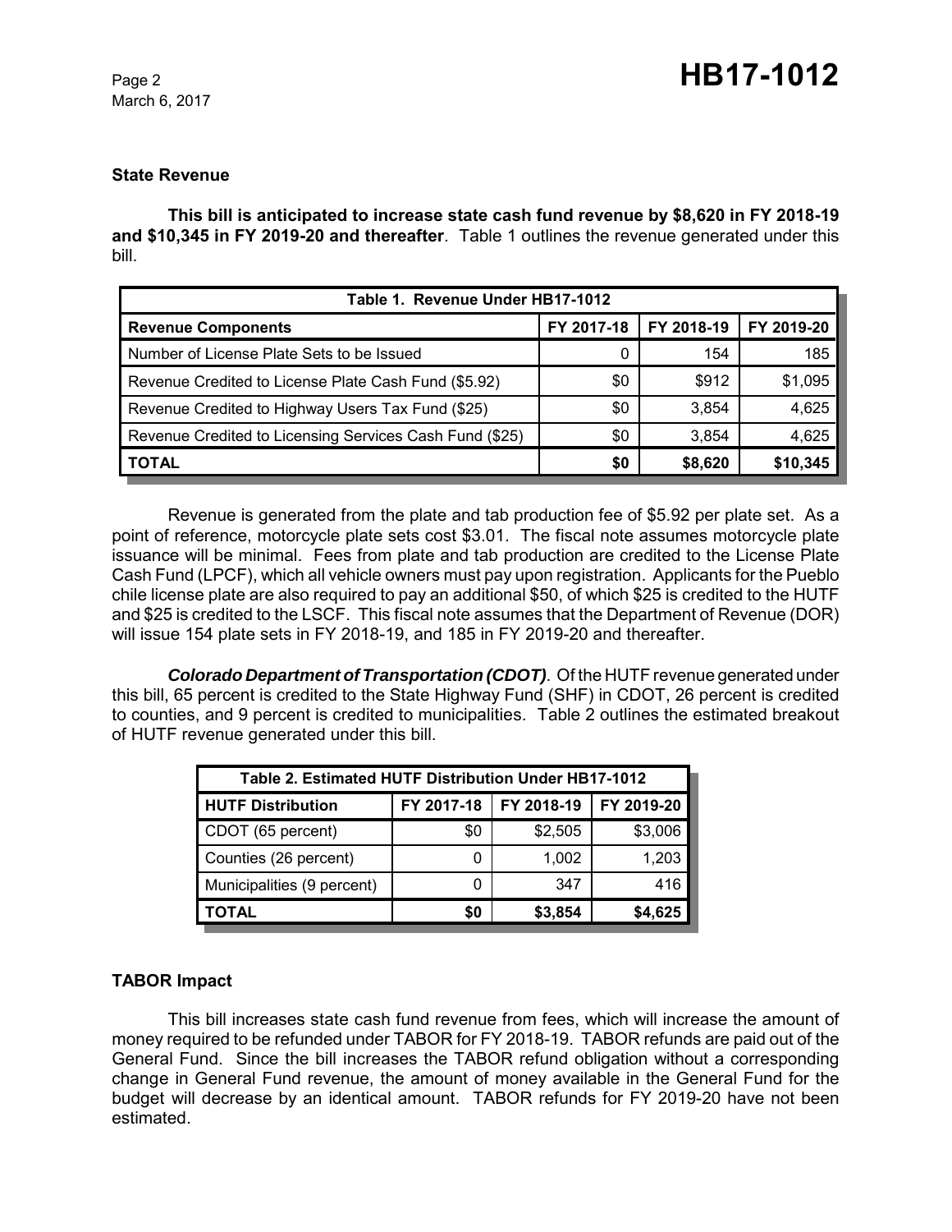## State Revenue

**This bill is anticipated to increase state cash fund revenue by $8,620 in FY 2018-19 and $10,345 in FY 2019-20 and thereafter**. Table 1 outlines the revenue generated under this bill.

| Table 1. Revenue Under HB17-1012 | | | |
|---|---|---|---|
| **Revenue Components** | **FY 2017-18** | **FY 2018-19** | **FY 2019-20** |
| Number of License Plate Sets to be Issued | 0 | 154 | 185 |
| Revenue Credited to License Plate Cash Fund ($5.92) | $0 | $912 | $1,095 |
| Revenue Credited to Highway Users Tax Fund ($25) | $0 | 3,854 | 4,625 |
| Revenue Credited to Licensing Services Cash Fund ($25) | $0 | 3,854 | 4,625 |
| **TOTAL** | **$0** | **$8,620** | **$10,345** |

Revenue is generated from the plate and tab production fee of $5.92 per plate set. As a point of reference, motorcycle plate sets cost $3.01. The fiscal note assumes motorcycle plate issuance will be minimal. Fees from plate and tab production are credited to the License Plate Cash Fund (LPCF), which all vehicle owners must pay upon registration. Applicants for the Pueblo chile license plate are also required to pay an additional $50, of which $25 is credited to the HUTF and $25 is credited to the LSCF. This fiscal note assumes that the Department of Revenue (DOR) will issue 154 plate sets in FY 2018-19, and 185 in FY 2019-20 and thereafter.

***Colorado Department of Transportation (CDOT)***. Of the HUTF revenue generated under this bill, 65 percent is credited to the State Highway Fund (SHF) in CDOT, 26 percent is credited to counties, and 9 percent is credited to municipalities. Table 2 outlines the estimated breakout of HUTF revenue generated under this bill.

| Table 2. Estimated HUTF Distribution Under HB17-1012 | | | |
|---|---|---|---|
| **HUTF Distribution** | **FY 2017-18** | **FY 2018-19** | **FY 2019-20** |
| CDOT (65 percent) | $0 | $2,505 | $3,006 |
| Counties (26 percent) | 0 | 1,002 | 1,203 |
| Municipalities (9 percent) | 0 | 347 | 416 |
| **TOTAL** | **$0** | **$3,854** | **$4,625** |

## TABOR Impact

This bill increases state cash fund revenue from fees, which will increase the amount of money required to be refunded under TABOR for FY 2018-19. TABOR refunds are paid out of the General Fund. Since the bill increases the TABOR refund obligation without a corresponding change in General Fund revenue, the amount of money available in the General Fund for the budget will decrease by an identical amount. TABOR refunds for FY 2019-20 have not been estimated.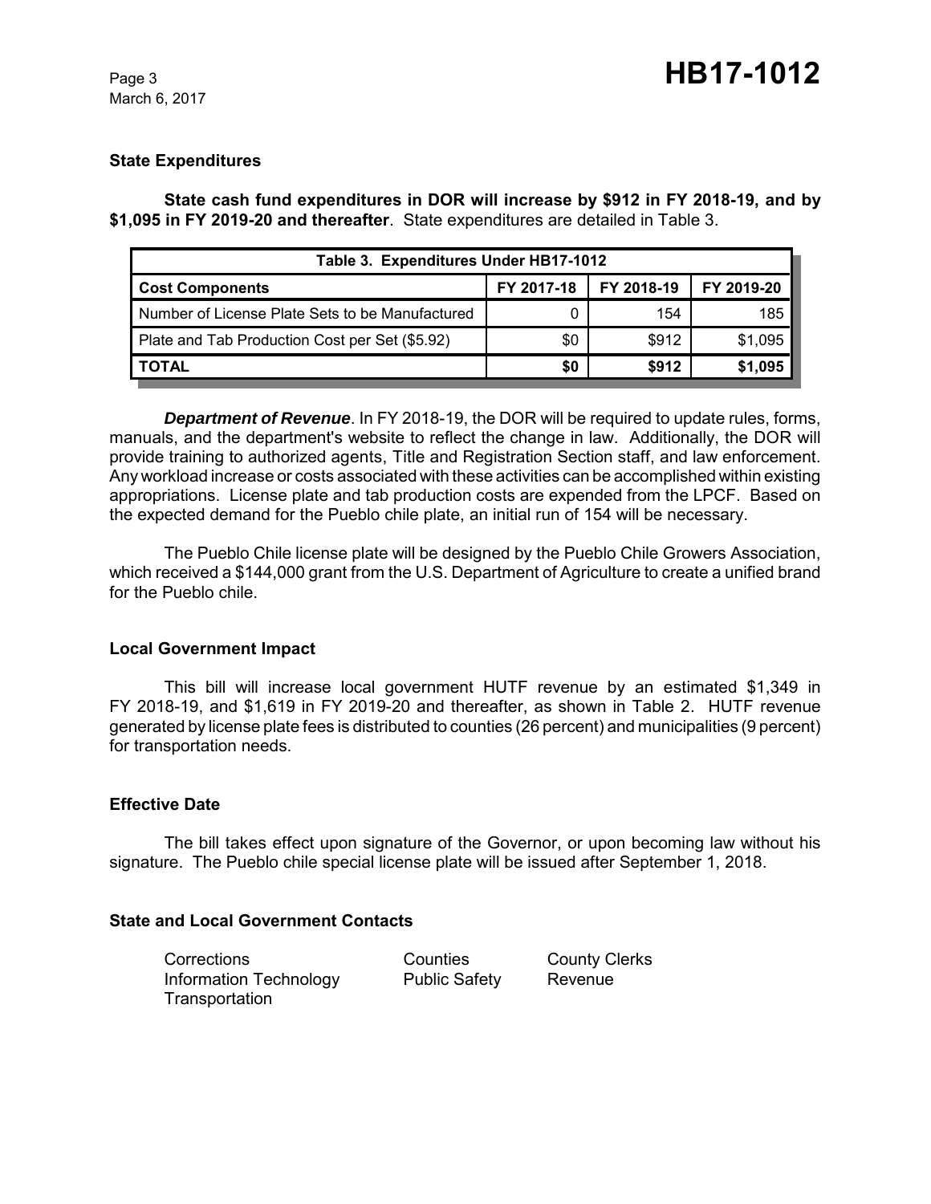## State Expenditures

**State cash fund expenditures in DOR will increase by $912 in FY 2018-19, and by $1,095 in FY 2019-20 and thereafter**. State expenditures are detailed in Table 3.

| Table 3. Expenditures Under HB17-1012 | | | |
|---|---|---|---|
| **Cost Components** | **FY 2017-18** | **FY 2018-19** | **FY 2019-20** |
| Number of License Plate Sets to be Manufactured | 0 | 154 | 185 |
| Plate and Tab Production Cost per Set ($5.92) | $0 | $912 | $1,095 |
| **TOTAL** | **$0** | **$912** | **$1,095** |

***Department of Revenue***. In FY 2018-19, the DOR will be required to update rules, forms, manuals, and the department's website to reflect the change in law. Additionally, the DOR will provide training to authorized agents, Title and Registration Section staff, and law enforcement. Any workload increase or costs associated with these activities can be accomplished within existing appropriations. License plate and tab production costs are expended from the LPCF. Based on the expected demand for the Pueblo chile plate, an initial run of 154 will be necessary.

The Pueblo Chile license plate will be designed by the Pueblo Chile Growers Association, which received a $144,000 grant from the U.S. Department of Agriculture to create a unified brand for the Pueblo chile.

## Local Government Impact

This bill will increase local government HUTF revenue by an estimated $1,349 in FY 2018-19, and $1,619 in FY 2019-20 and thereafter, as shown in Table 2. HUTF revenue generated by license plate fees is distributed to counties (26 percent) and municipalities (9 percent) for transportation needs.

## Effective Date

The bill takes effect upon signature of the Governor, or upon becoming law without his signature. The Pueblo chile special license plate will be issued after September 1, 2018.

## State and Local Government Contacts

| | | |
|---|---|---|
| Corrections | Counties | County Clerks |
| Information Technology | Public Safety | Revenue |
| Transportation | | |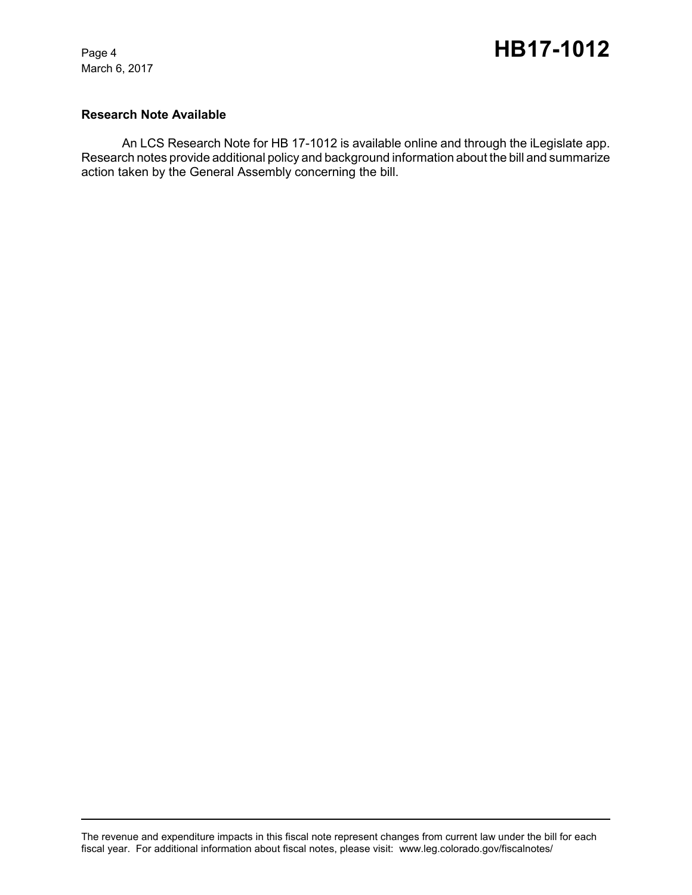**Research Note Available**

An LCS Research Note for HB 17-1012 is available online and through the iLegislate app. Research notes provide additional policy and background information about the bill and summarize action taken by the General Assembly concerning the bill.

The revenue and expenditure impacts in this fiscal note represent changes from current law under the bill for each fiscal year. For additional information about fiscal notes, please visit: www.leg.colorado.gov/fiscalnotes/